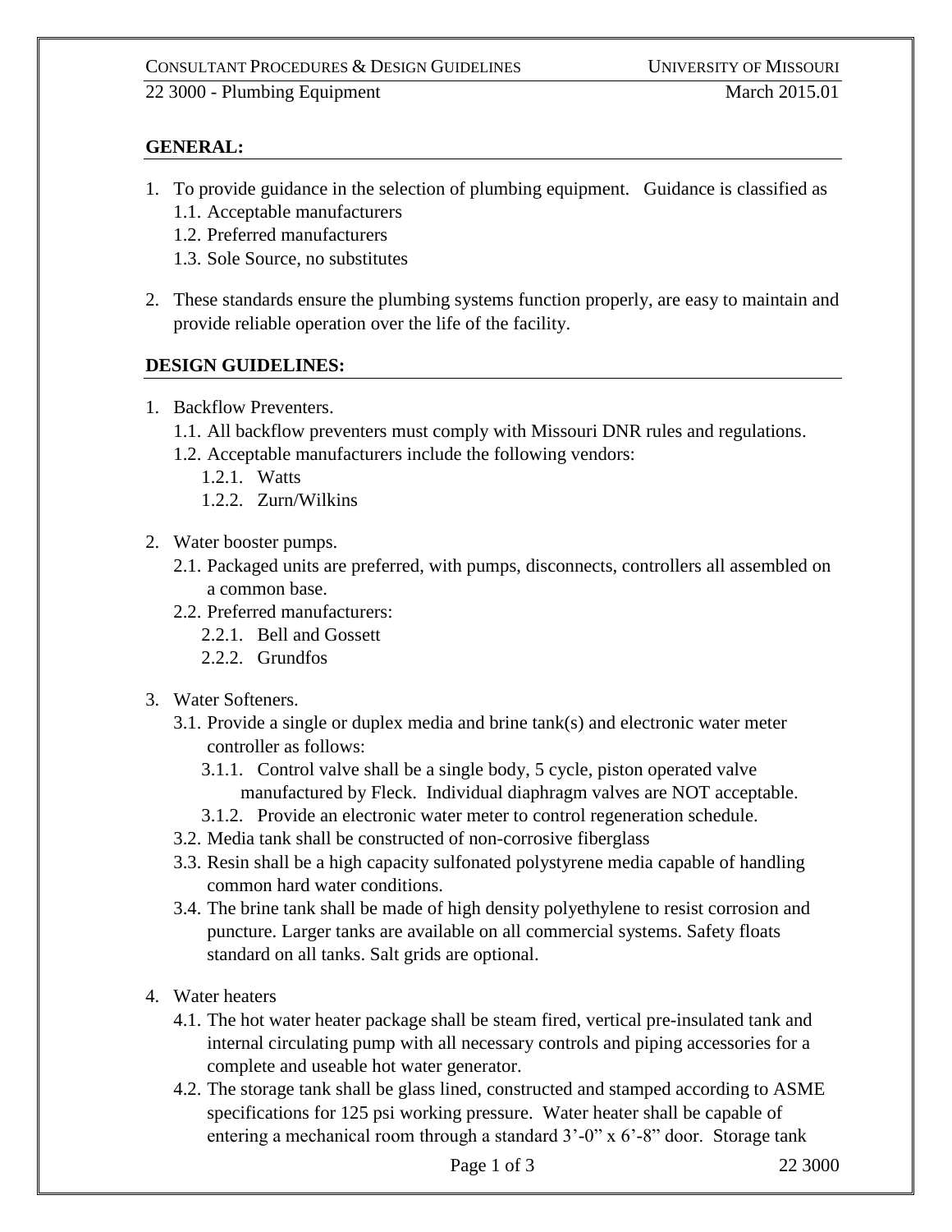## GENERAL:

1. To provide guidance in the selection of plumbing equipment. Guidance is classified as
   - 1.1. Acceptable manufacturers
   - 1.2. Preferred manufacturers
   - 1.3. Sole Source, no substitutes
2. These standards ensure the plumbing systems function properly, are easy to maintain and provide reliable operation over the life of the facility.

## DESIGN GUIDELINES:

1. Backflow Preventers.
   - 1.1. All backflow preventers must comply with Missouri DNR rules and regulations.
   - 1.2. Acceptable manufacturers include the following vendors:
     - 1.2.1. Watts
     - 1.2.2. Zurn/Wilkins
2. Water booster pumps.
   - 2.1. Packaged units are preferred, with pumps, disconnects, controllers all assembled on a common base.
   - 2.2. Preferred manufacturers:
     - 2.2.1. Bell and Gossett
     - 2.2.2. Grundfos
3. Water Softeners.
   - 3.1. Provide a single or duplex media and brine tank(s) and electronic water meter controller as follows:
     - 3.1.1. Control valve shall be a single body, 5 cycle, piston operated valve manufactured by Fleck. Individual diaphragm valves are NOT acceptable.
     - 3.1.2. Provide an electronic water meter to control regeneration schedule.
   - 3.2. Media tank shall be constructed of non-corrosive fiberglass
   - 3.3. Resin shall be a high capacity sulfonated polystyrene media capable of handling common hard water conditions.
   - 3.4. The brine tank shall be made of high density polyethylene to resist corrosion and puncture. Larger tanks are available on all commercial systems. Safety floats standard on all tanks. Salt grids are optional.
4. Water heaters
   - 4.1. The hot water heater package shall be steam fired, vertical pre-insulated tank and internal circulating pump with all necessary controls and piping accessories for a complete and useable hot water generator.
   - 4.2. The storage tank shall be glass lined, constructed and stamped according to ASME specifications for 125 psi working pressure. Water heater shall be capable of entering a mechanical room through a standard 3'-0" x 6'-8" door. Storage tank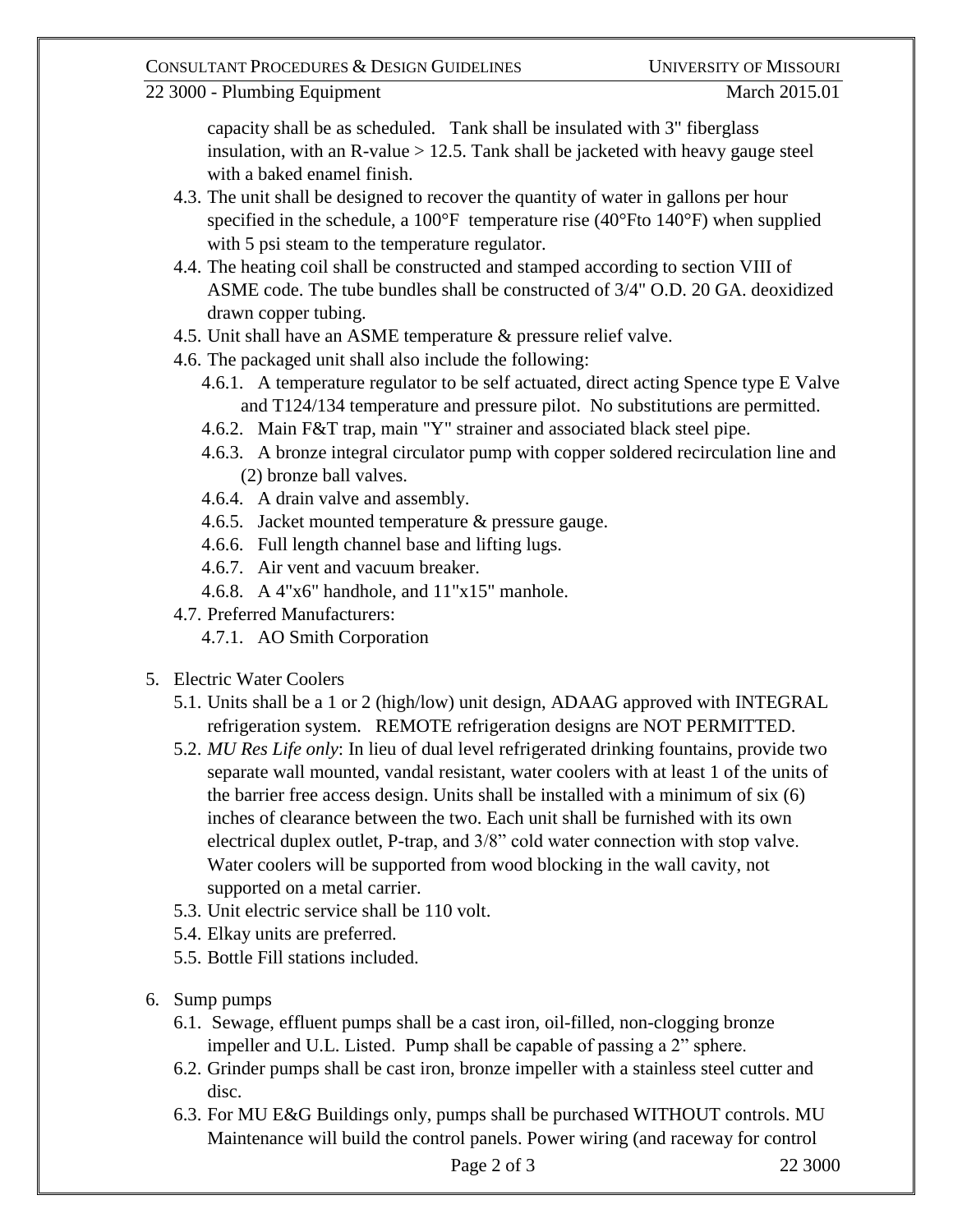capacity shall be as scheduled. Tank shall be insulated with 3" fiberglass insulation, with an R-value > 12.5. Tank shall be jacketed with heavy gauge steel with a baked enamel finish.

- 4.3. The unit shall be designed to recover the quantity of water in gallons per hour specified in the schedule, a 100°F temperature rise (40°Fto 140°F) when supplied with 5 psi steam to the temperature regulator.
- 4.4. The heating coil shall be constructed and stamped according to section VIII of ASME code. The tube bundles shall be constructed of 3/4" O.D. 20 GA. deoxidized drawn copper tubing.
- 4.5. Unit shall have an ASME temperature & pressure relief valve.
- 4.6. The packaged unit shall also include the following:
  - 4.6.1. A temperature regulator to be self actuated, direct acting Spence type E Valve and T124/134 temperature and pressure pilot. No substitutions are permitted.
  - 4.6.2. Main F&T trap, main "Y" strainer and associated black steel pipe.
  - 4.6.3. A bronze integral circulator pump with copper soldered recirculation line and (2) bronze ball valves.
  - 4.6.4. A drain valve and assembly.
  - 4.6.5. Jacket mounted temperature & pressure gauge.
  - 4.6.6. Full length channel base and lifting lugs.
  - 4.6.7. Air vent and vacuum breaker.
  - 4.6.8. A 4"x6" handhole, and 11"x15" manhole.
- 4.7. Preferred Manufacturers:
  - 4.7.1. AO Smith Corporation

5. Electric Water Coolers
   - 5.1. Units shall be a 1 or 2 (high/low) unit design, ADAAG approved with INTEGRAL refrigeration system. REMOTE refrigeration designs are NOT PERMITTED.
   - 5.2. *MU Res Life only*: In lieu of dual level refrigerated drinking fountains, provide two separate wall mounted, vandal resistant, water coolers with at least 1 of the units of the barrier free access design. Units shall be installed with a minimum of six (6) inches of clearance between the two. Each unit shall be furnished with its own electrical duplex outlet, P-trap, and 3/8" cold water connection with stop valve. Water coolers will be supported from wood blocking in the wall cavity, not supported on a metal carrier.
   - 5.3. Unit electric service shall be 110 volt.
   - 5.4. Elkay units are preferred.
   - 5.5. Bottle Fill stations included.

6. Sump pumps
   - 6.1. Sewage, effluent pumps shall be a cast iron, oil-filled, non-clogging bronze impeller and U.L. Listed. Pump shall be capable of passing a 2" sphere.
   - 6.2. Grinder pumps shall be cast iron, bronze impeller with a stainless steel cutter and disc.
   - 6.3. For MU E&G Buildings only, pumps shall be purchased WITHOUT controls. MU Maintenance will build the control panels. Power wiring (and raceway for control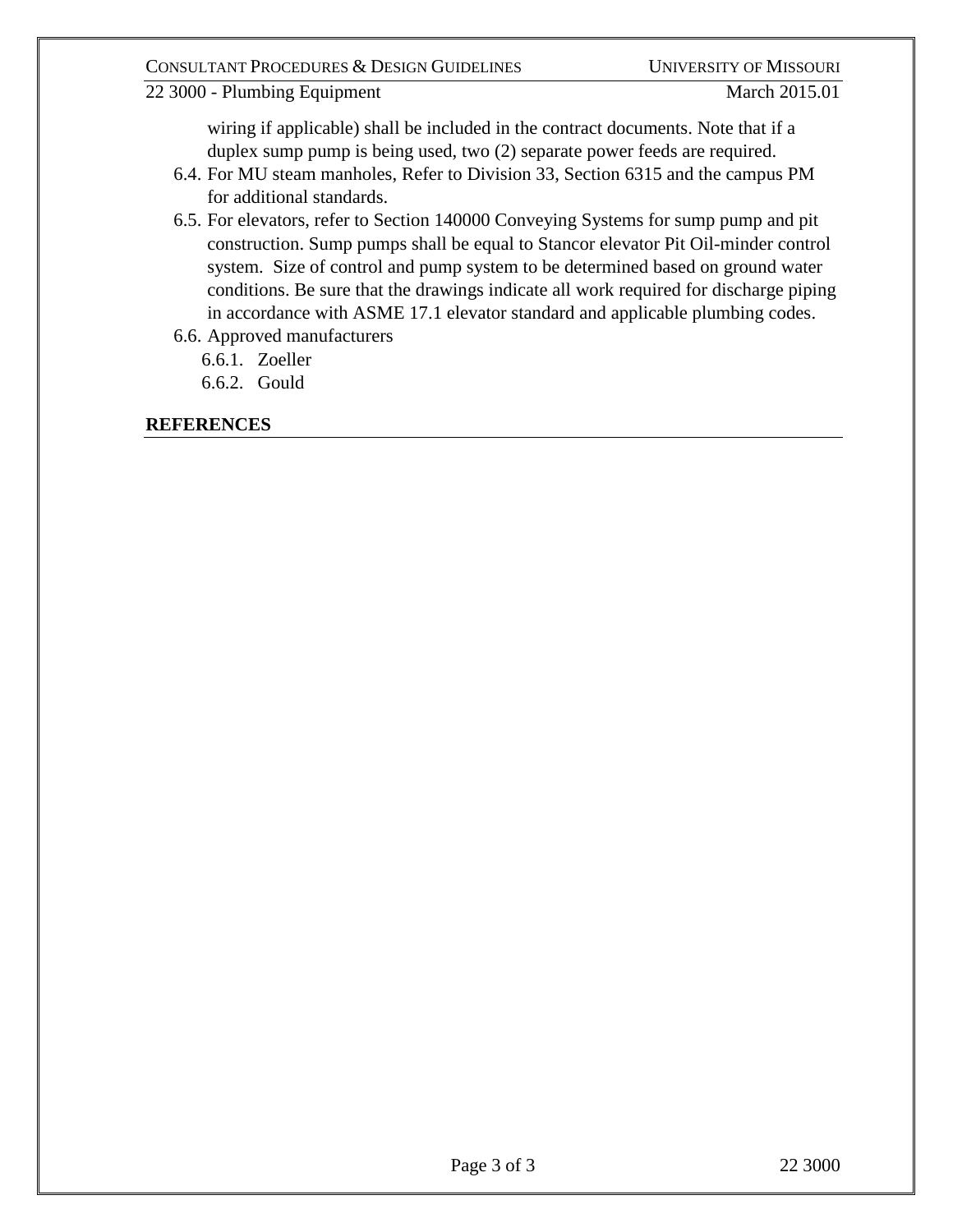wiring if applicable) shall be included in the contract documents. Note that if a duplex sump pump is being used, two (2) separate power feeds are required.

6.4. For MU steam manholes, Refer to Division 33, Section 6315 and the campus PM for additional standards.

6.5. For elevators, refer to Section 140000 Conveying Systems for sump pump and pit construction. Sump pumps shall be equal to Stancor elevator Pit Oil-minder control system. Size of control and pump system to be determined based on ground water conditions. Be sure that the drawings indicate all work required for discharge piping in accordance with ASME 17.1 elevator standard and applicable plumbing codes.

6.6. Approved manufacturers

   6.6.1. Zoeller

   6.6.2. Gould

**REFERENCES**